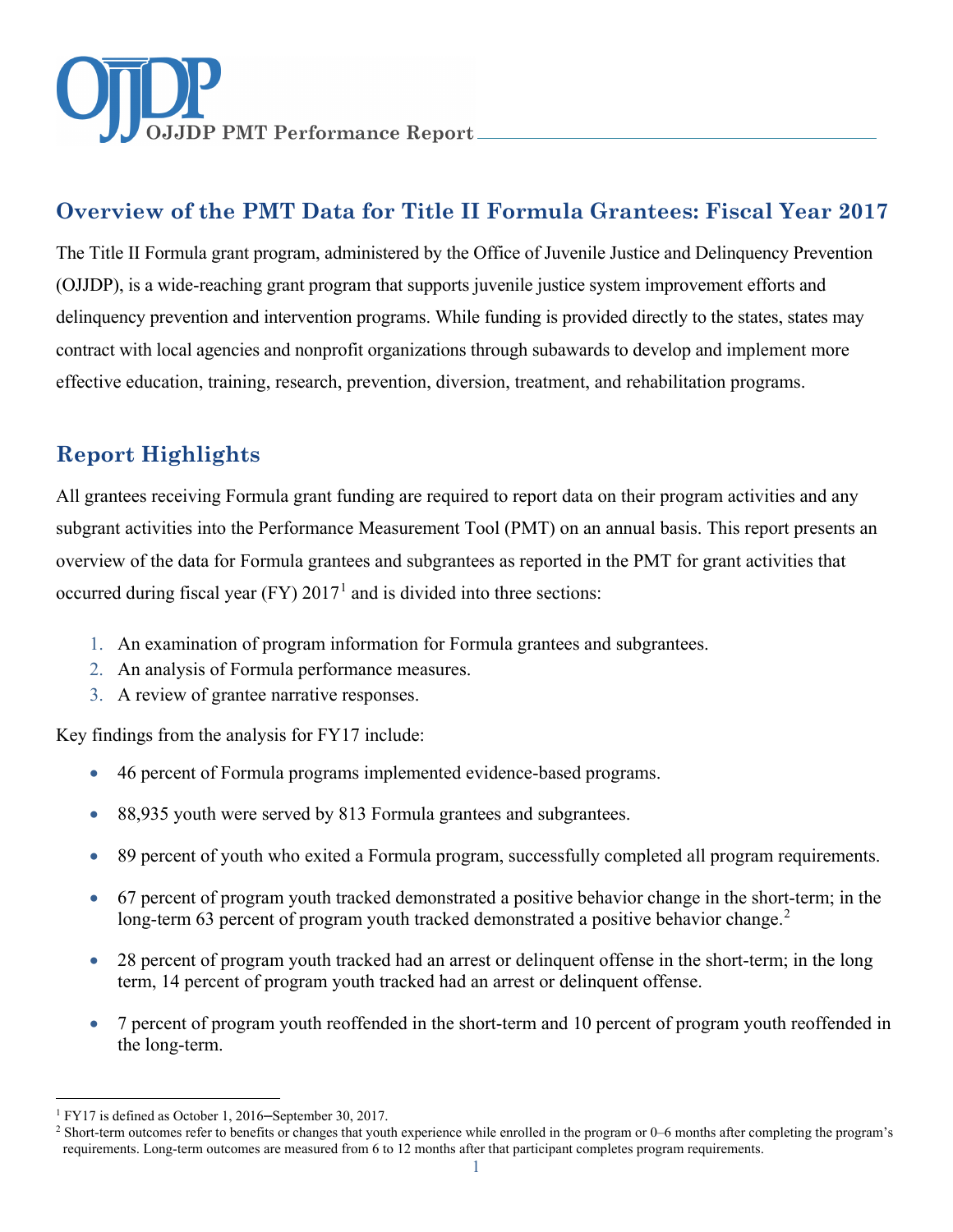OJJDP PMT Performance Report

## Overview of the PMT Data for Title II Formula Grantees: Fiscal Year 2017

The Title II Formula grant program, administered by the Office of Juvenile Justice and Delinquency Prevention (OJJDP), is a wide-reaching grant program that supports juvenile justice system improvement efforts and delinquency prevention and intervention programs. While funding is provided directly to the states, states may contract with local agencies and nonprofit organizations through subawards to develop and implement more effective education, training, research, prevention, diversion, treatment, and rehabilitation programs.

## Report Highlights

All grantees receiving Formula grant funding are required to report data on their program activities and any subgrant activities into the Performance Measurement Tool (PMT) on an annual basis. This report presents an overview of the data for Formula grantees and subgrantees as reported in the PMT for grant activities that occurred during fiscal year (FY) 2017[1] and is divided into three sections:

1. An examination of program information for Formula grantees and subgrantees.
2. An analysis of Formula performance measures.
3. A review of grantee narrative responses.

Key findings from the analysis for FY17 include:

- 46 percent of Formula programs implemented evidence-based programs.
- 88,935 youth were served by 813 Formula grantees and subgrantees.
- 89 percent of youth who exited a Formula program, successfully completed all program requirements.
- 67 percent of program youth tracked demonstrated a positive behavior change in the short-term; in the long-term 63 percent of program youth tracked demonstrated a positive behavior change.[2]
- 28 percent of program youth tracked had an arrest or delinquent offense in the short-term; in the long term, 14 percent of program youth tracked had an arrest or delinquent offense.
- 7 percent of program youth reoffended in the short-term and 10 percent of program youth reoffended in the long-term.

---

[1] FY17 is defined as October 1, 2016–September 30, 2017.

[2] Short-term outcomes refer to benefits or changes that youth experience while enrolled in the program or 0–6 months after completing the program's requirements. Long-term outcomes are measured from 6 to 12 months after that participant completes program requirements.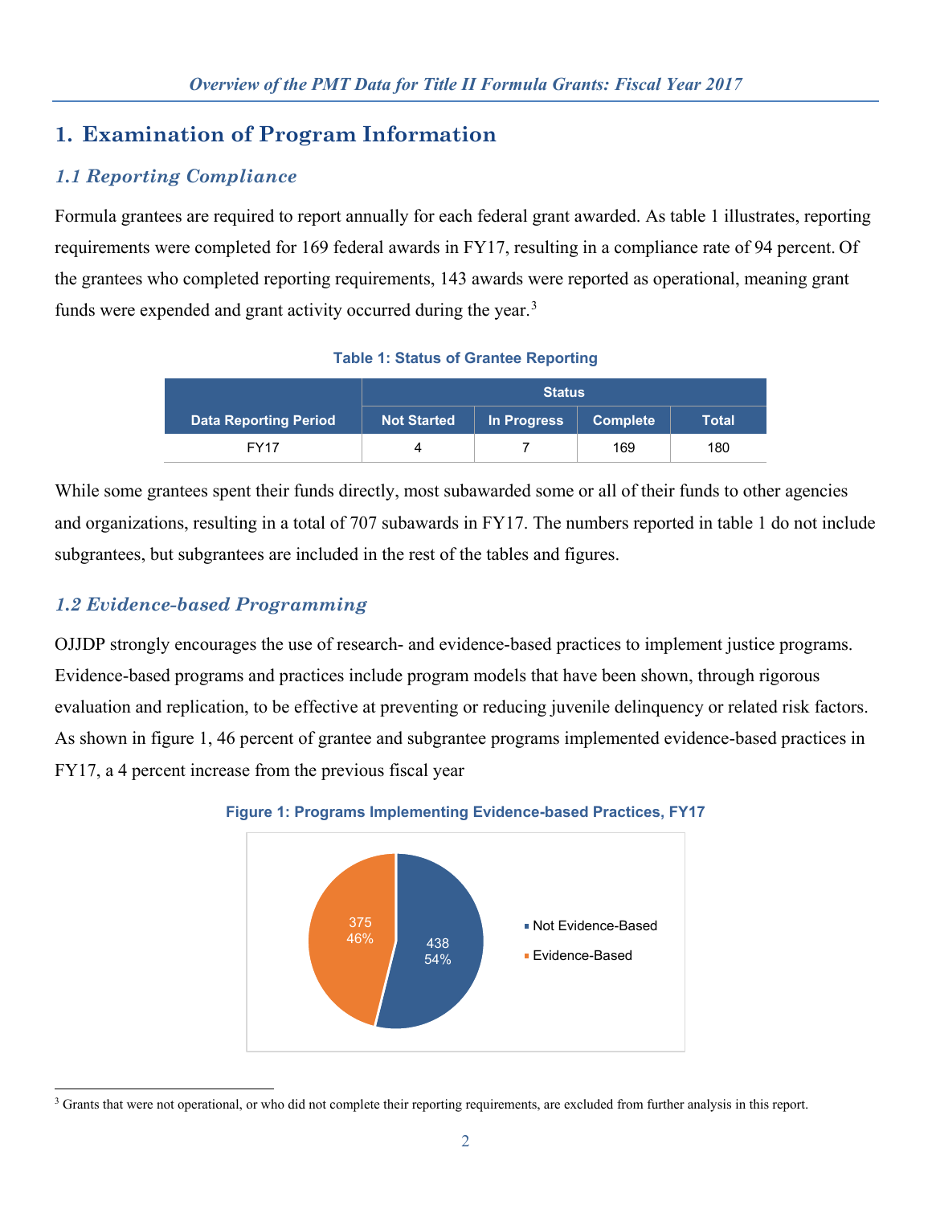# 1. Examination of Program Information

## 1.1 Reporting Compliance

Formula grantees are required to report annually for each federal grant awarded. As table 1 illustrates, reporting requirements were completed for 169 federal awards in FY17, resulting in a compliance rate of 94 percent. Of the grantees who completed reporting requirements, 143 awards were reported as operational, meaning grant funds were expended and grant activity occurred during the year.[3]

**Table 1: Status of Grantee Reporting**

| Data Reporting Period | Status | | | |
|---|---|---|---|---|
| | Not Started | In Progress | Complete | Total |
| FY17 | 4 | 7 | 169 | 180 |

While some grantees spent their funds directly, most subawarded some or all of their funds to other agencies and organizations, resulting in a total of 707 subawards in FY17. The numbers reported in table 1 do not include subgrantees, but subgrantees are included in the rest of the tables and figures.

## 1.2 Evidence-based Programming

OJJDP strongly encourages the use of research- and evidence-based practices to implement justice programs. Evidence-based programs and practices include program models that have been shown, through rigorous evaluation and replication, to be effective at preventing or reducing juvenile delinquency or related risk factors. As shown in figure 1, 46 percent of grantee and subgrantee programs implemented evidence-based practices in FY17, a 4 percent increase from the previous fiscal year

**Figure 1: Programs Implementing Evidence-based Practices, FY17**

| Category | Count | Percent |
|---|---|---|
| Not Evidence-Based | 438 | 54% |
| Evidence-Based | 375 | 46% |

[3] Grants that were not operational, or who did not complete their reporting requirements, are excluded from further analysis in this report.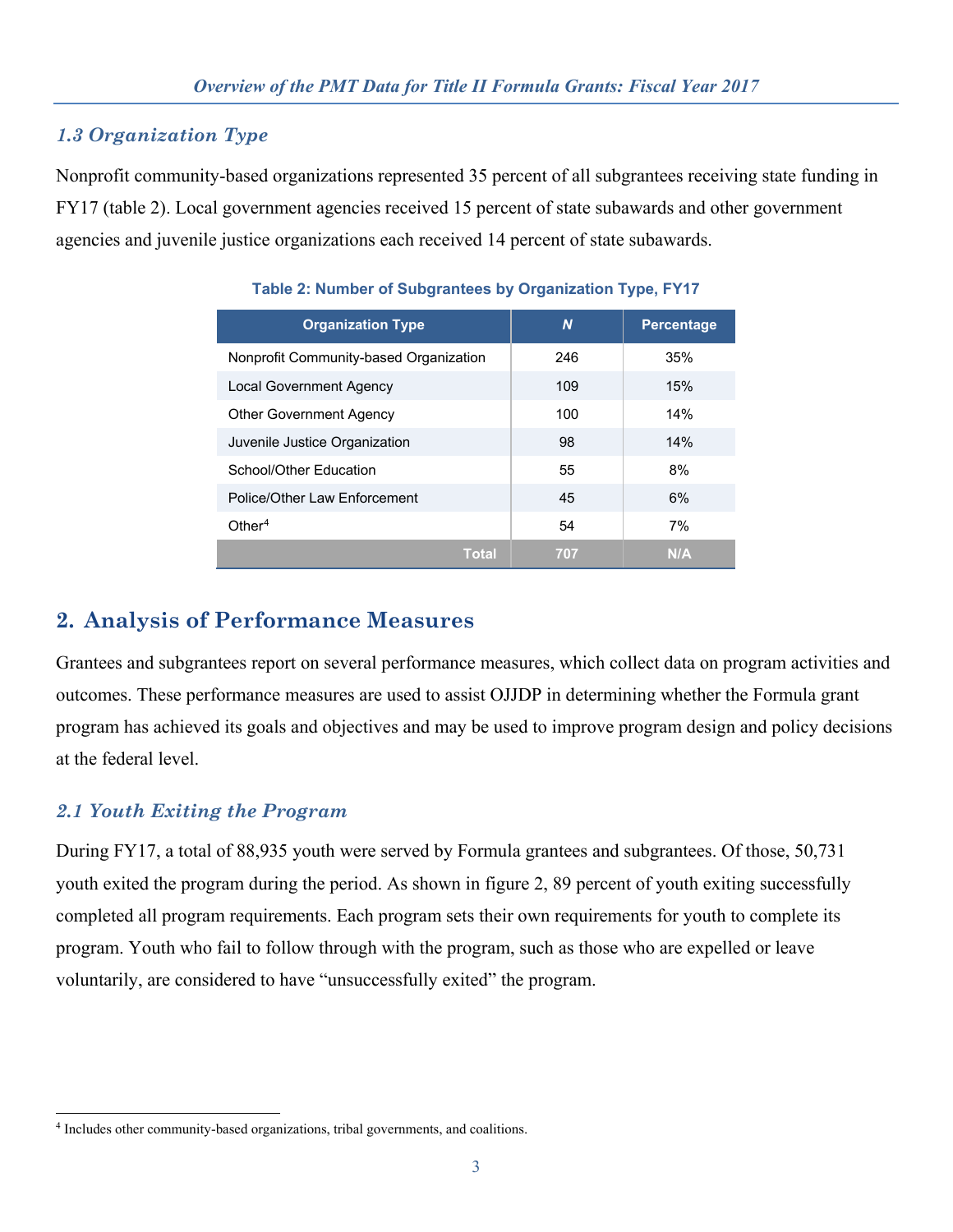### 1.3 Organization Type

Nonprofit community-based organizations represented 35 percent of all subgrantees receiving state funding in FY17 (table 2). Local government agencies received 15 percent of state subawards and other government agencies and juvenile justice organizations each received 14 percent of state subawards.

**Table 2: Number of Subgrantees by Organization Type, FY17**

| Organization Type | *N* | Percentage |
|---|---|---|
| Nonprofit Community-based Organization | 246 | 35% |
| Local Government Agency | 109 | 15% |
| Other Government Agency | 100 | 14% |
| Juvenile Justice Organization | 98 | 14% |
| School/Other Education | 55 | 8% |
| Police/Other Law Enforcement | 45 | 6% |
| Other[4] | 54 | 7% |
| **Total** | **707** | **N/A** |

## 2. Analysis of Performance Measures

Grantees and subgrantees report on several performance measures, which collect data on program activities and outcomes. These performance measures are used to assist OJJDP in determining whether the Formula grant program has achieved its goals and objectives and may be used to improve program design and policy decisions at the federal level.

### 2.1 Youth Exiting the Program

During FY17, a total of 88,935 youth were served by Formula grantees and subgrantees. Of those, 50,731 youth exited the program during the period. As shown in figure 2, 89 percent of youth exiting successfully completed all program requirements. Each program sets their own requirements for youth to complete its program. Youth who fail to follow through with the program, such as those who are expelled or leave voluntarily, are considered to have "unsuccessfully exited" the program.

[4] Includes other community-based organizations, tribal governments, and coalitions.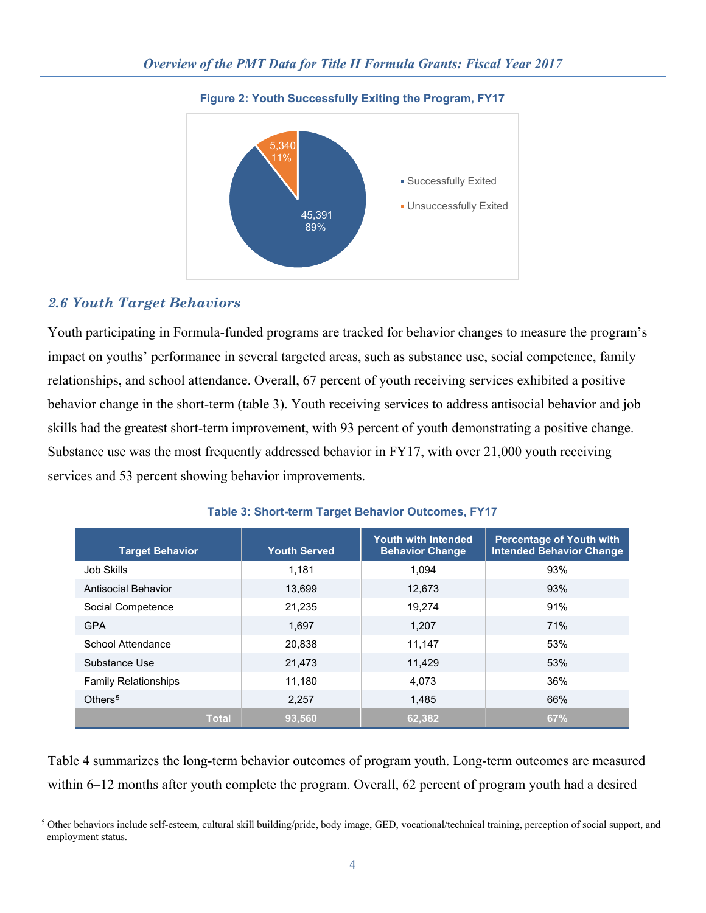**Figure 2: Youth Successfully Exiting the Program, FY17**

| Category | Number | Percent |
|---|---|---|
| Successfully Exited | 45,391 | 89% |
| Unsuccessfully Exited | 5,340 | 11% |

## *2.6 Youth Target Behaviors*

Youth participating in Formula-funded programs are tracked for behavior changes to measure the program's impact on youths' performance in several targeted areas, such as substance use, social competence, family relationships, and school attendance. Overall, 67 percent of youth receiving services exhibited a positive behavior change in the short-term (table 3). Youth receiving services to address antisocial behavior and job skills had the greatest short-term improvement, with 93 percent of youth demonstrating a positive change. Substance use was the most frequently addressed behavior in FY17, with over 21,000 youth receiving services and 53 percent showing behavior improvements.

**Table 3: Short-term Target Behavior Outcomes, FY17**

| Target Behavior | Youth Served | Youth with Intended Behavior Change | Percentage of Youth with Intended Behavior Change |
|---|---|---|---|
| Job Skills | 1,181 | 1,094 | 93% |
| Antisocial Behavior | 13,699 | 12,673 | 93% |
| Social Competence | 21,235 | 19,274 | 91% |
| GPA | 1,697 | 1,207 | 71% |
| School Attendance | 20,838 | 11,147 | 53% |
| Substance Use | 21,473 | 11,429 | 53% |
| Family Relationships | 11,180 | 4,073 | 36% |
| Others[5] | 2,257 | 1,485 | 66% |
| **Total** | **93,560** | **62,382** | **67%** |

Table 4 summarizes the long-term behavior outcomes of program youth. Long-term outcomes are measured within 6–12 months after youth complete the program. Overall, 62 percent of program youth had a desired

[5] Other behaviors include self-esteem, cultural skill building/pride, body image, GED, vocational/technical training, perception of social support, and employment status.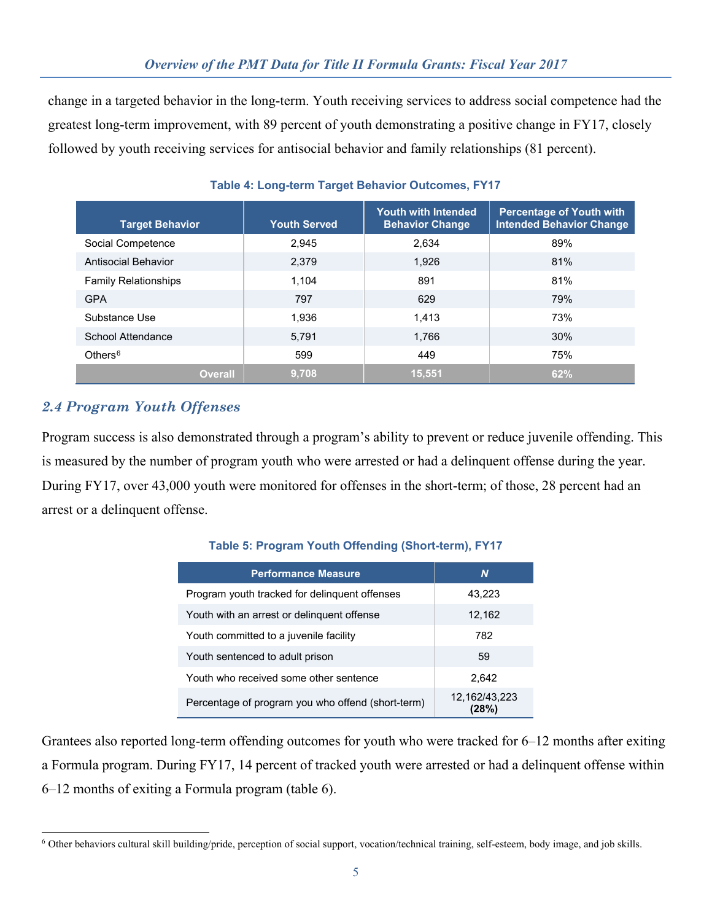change in a targeted behavior in the long-term. Youth receiving services to address social competence had the greatest long-term improvement, with 89 percent of youth demonstrating a positive change in FY17, closely followed by youth receiving services for antisocial behavior and family relationships (81 percent).

**Table 4: Long-term Target Behavior Outcomes, FY17**

| Target Behavior | Youth Served | Youth with Intended Behavior Change | Percentage of Youth with Intended Behavior Change |
|---|---|---|---|
| Social Competence | 2,945 | 2,634 | 89% |
| Antisocial Behavior | 2,379 | 1,926 | 81% |
| Family Relationships | 1,104 | 891 | 81% |
| GPA | 797 | 629 | 79% |
| Substance Use | 1,936 | 1,413 | 73% |
| School Attendance | 5,791 | 1,766 | 30% |
| Others[6] | 599 | 449 | 75% |
| **Overall** | **9,708** | **15,551** | **62%** |

## 2.4 Program Youth Offenses

Program success is also demonstrated through a program's ability to prevent or reduce juvenile offending. This is measured by the number of program youth who were arrested or had a delinquent offense during the year. During FY17, over 43,000 youth were monitored for offenses in the short-term; of those, 28 percent had an arrest or a delinquent offense.

**Table 5: Program Youth Offending (Short-term), FY17**

| Performance Measure | *N* |
|---|---|
| Program youth tracked for delinquent offenses | 43,223 |
| Youth with an arrest or delinquent offense | 12,162 |
| Youth committed to a juvenile facility | 782 |
| Youth sentenced to adult prison | 59 |
| Youth who received some other sentence | 2,642 |
| Percentage of program you who offend (short-term) | 12,162/43,223 **(28%)** |

Grantees also reported long-term offending outcomes for youth who were tracked for 6–12 months after exiting a Formula program. During FY17, 14 percent of tracked youth were arrested or had a delinquent offense within 6–12 months of exiting a Formula program (table 6).

[6] Other behaviors cultural skill building/pride, perception of social support, vocation/technical training, self-esteem, body image, and job skills.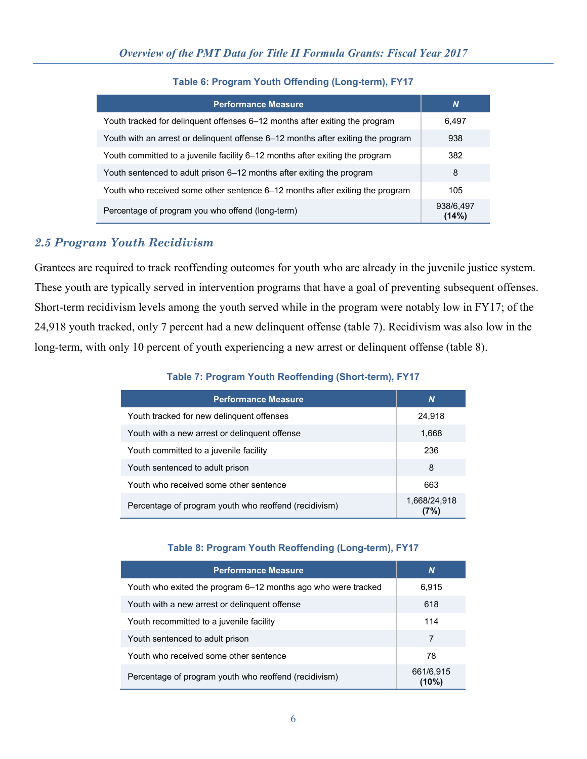**Table 6: Program Youth Offending (Long-term), FY17**

| Performance Measure | *N* |
|---|---|
| Youth tracked for delinquent offenses 6–12 months after exiting the program | 6,497 |
| Youth with an arrest or delinquent offense 6–12 months after exiting the program | 938 |
| Youth committed to a juvenile facility 6–12 months after exiting the program | 382 |
| Youth sentenced to adult prison 6–12 months after exiting the program | 8 |
| Youth who received some other sentence 6–12 months after exiting the program | 105 |
| Percentage of program you who offend (long-term) | 938/6,497 **(14%)** |

## 2.5 Program Youth Recidivism

Grantees are required to track reoffending outcomes for youth who are already in the juvenile justice system. These youth are typically served in intervention programs that have a goal of preventing subsequent offenses. Short-term recidivism levels among the youth served while in the program were notably low in FY17; of the 24,918 youth tracked, only 7 percent had a new delinquent offense (table 7). Recidivism was also low in the long-term, with only 10 percent of youth experiencing a new arrest or delinquent offense (table 8).

**Table 7: Program Youth Reoffending (Short-term), FY17**

| Performance Measure | *N* |
|---|---|
| Youth tracked for new delinquent offenses | 24,918 |
| Youth with a new arrest or delinquent offense | 1,668 |
| Youth committed to a juvenile facility | 236 |
| Youth sentenced to adult prison | 8 |
| Youth who received some other sentence | 663 |
| Percentage of program youth who reoffend (recidivism) | 1,668/24,918 **(7%)** |

**Table 8: Program Youth Reoffending (Long-term), FY17**

| Performance Measure | *N* |
|---|---|
| Youth who exited the program 6–12 months ago who were tracked | 6,915 |
| Youth with a new arrest or delinquent offense | 618 |
| Youth recommitted to a juvenile facility | 114 |
| Youth sentenced to adult prison | 7 |
| Youth who received some other sentence | 78 |
| Percentage of program youth who reoffend (recidivism) | 661/6,915 **(10%)** |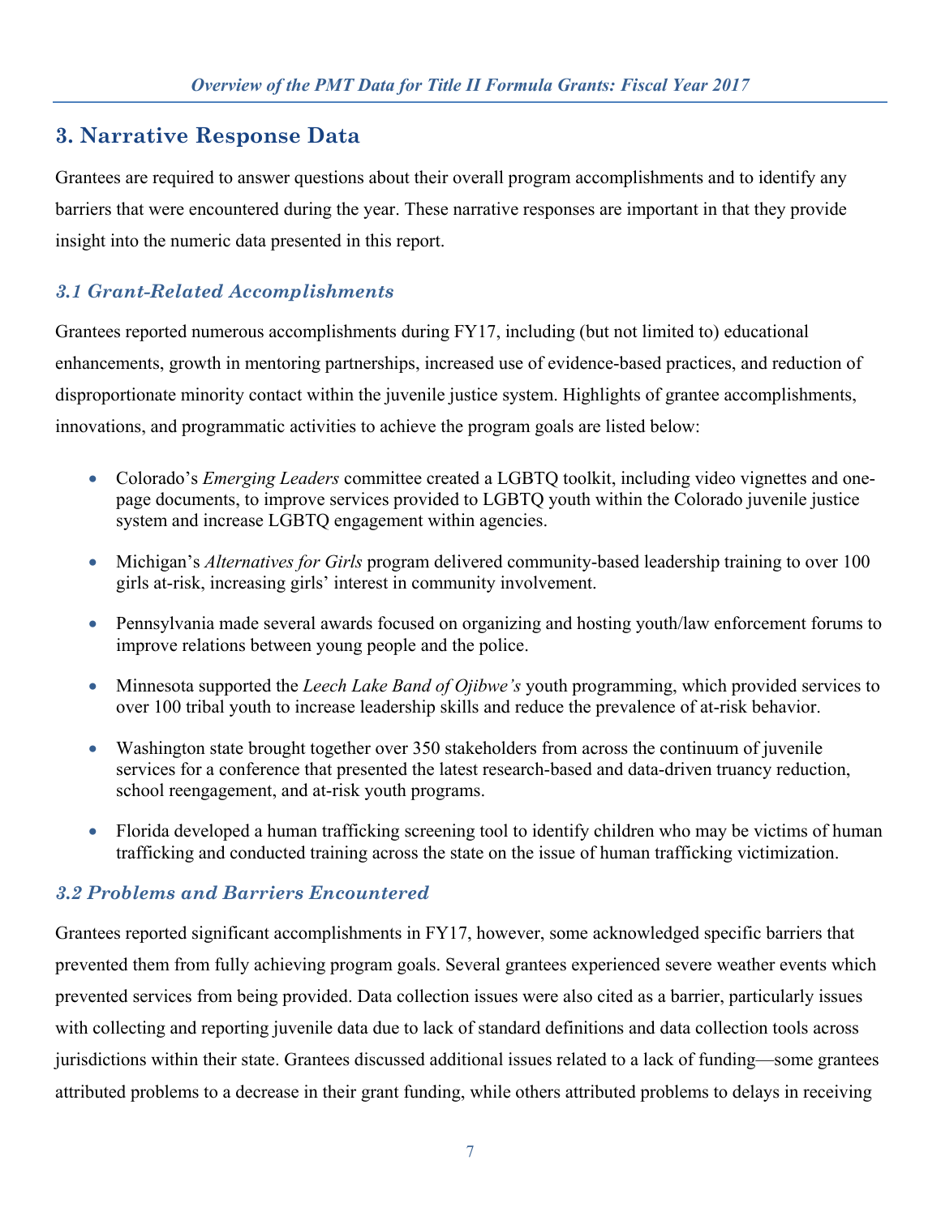## 3. Narrative Response Data

Grantees are required to answer questions about their overall program accomplishments and to identify any barriers that were encountered during the year. These narrative responses are important in that they provide insight into the numeric data presented in this report.

### *3.1 Grant-Related Accomplishments*

Grantees reported numerous accomplishments during FY17, including (but not limited to) educational enhancements, growth in mentoring partnerships, increased use of evidence-based practices, and reduction of disproportionate minority contact within the juvenile justice system. Highlights of grantee accomplishments, innovations, and programmatic activities to achieve the program goals are listed below:

- Colorado's *Emerging Leaders* committee created a LGBTQ toolkit, including video vignettes and one-page documents, to improve services provided to LGBTQ youth within the Colorado juvenile justice system and increase LGBTQ engagement within agencies.
- Michigan's *Alternatives for Girls* program delivered community-based leadership training to over 100 girls at-risk, increasing girls' interest in community involvement.
- Pennsylvania made several awards focused on organizing and hosting youth/law enforcement forums to improve relations between young people and the police.
- Minnesota supported the *Leech Lake Band of Ojibwe's* youth programming, which provided services to over 100 tribal youth to increase leadership skills and reduce the prevalence of at-risk behavior.
- Washington state brought together over 350 stakeholders from across the continuum of juvenile services for a conference that presented the latest research-based and data-driven truancy reduction, school reengagement, and at-risk youth programs.
- Florida developed a human trafficking screening tool to identify children who may be victims of human trafficking and conducted training across the state on the issue of human trafficking victimization.

### *3.2 Problems and Barriers Encountered*

Grantees reported significant accomplishments in FY17, however, some acknowledged specific barriers that prevented them from fully achieving program goals. Several grantees experienced severe weather events which prevented services from being provided. Data collection issues were also cited as a barrier, particularly issues with collecting and reporting juvenile data due to lack of standard definitions and data collection tools across jurisdictions within their state. Grantees discussed additional issues related to a lack of funding—some grantees attributed problems to a decrease in their grant funding, while others attributed problems to delays in receiving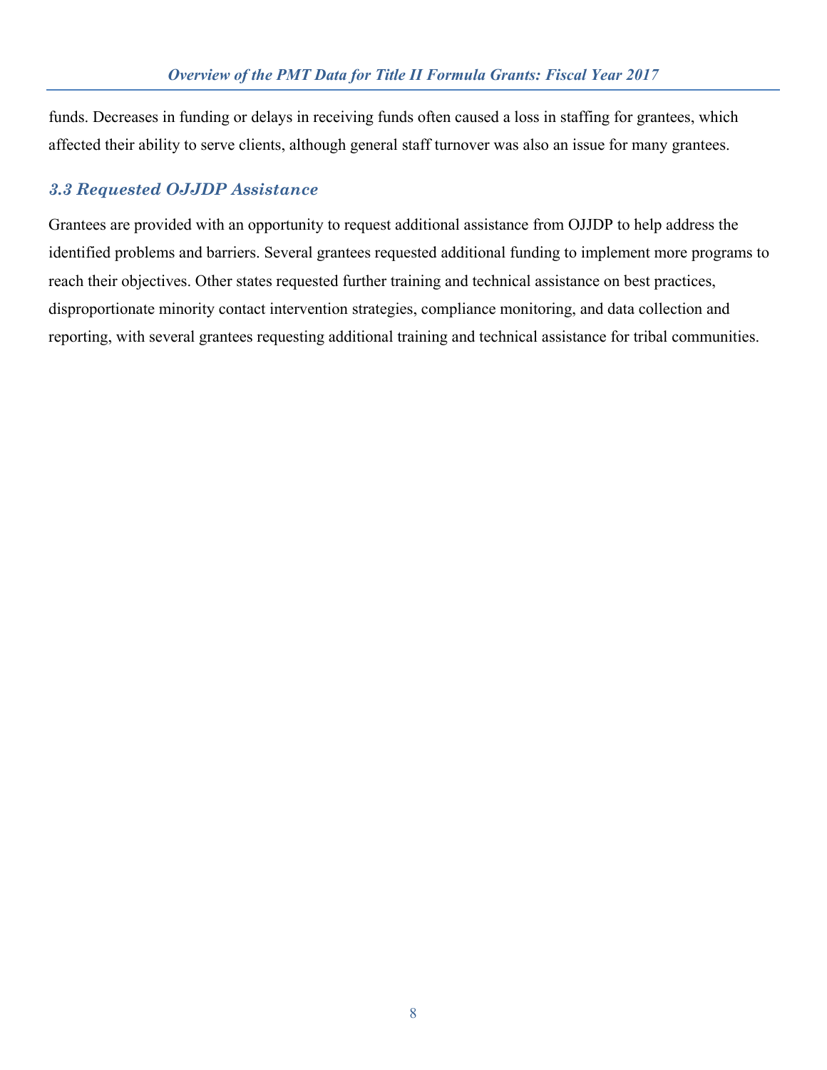funds. Decreases in funding or delays in receiving funds often caused a loss in staffing for grantees, which affected their ability to serve clients, although general staff turnover was also an issue for many grantees.

### *3.3 Requested OJJDP Assistance*

Grantees are provided with an opportunity to request additional assistance from OJJDP to help address the identified problems and barriers. Several grantees requested additional funding to implement more programs to reach their objectives. Other states requested further training and technical assistance on best practices, disproportionate minority contact intervention strategies, compliance monitoring, and data collection and reporting, with several grantees requesting additional training and technical assistance for tribal communities.